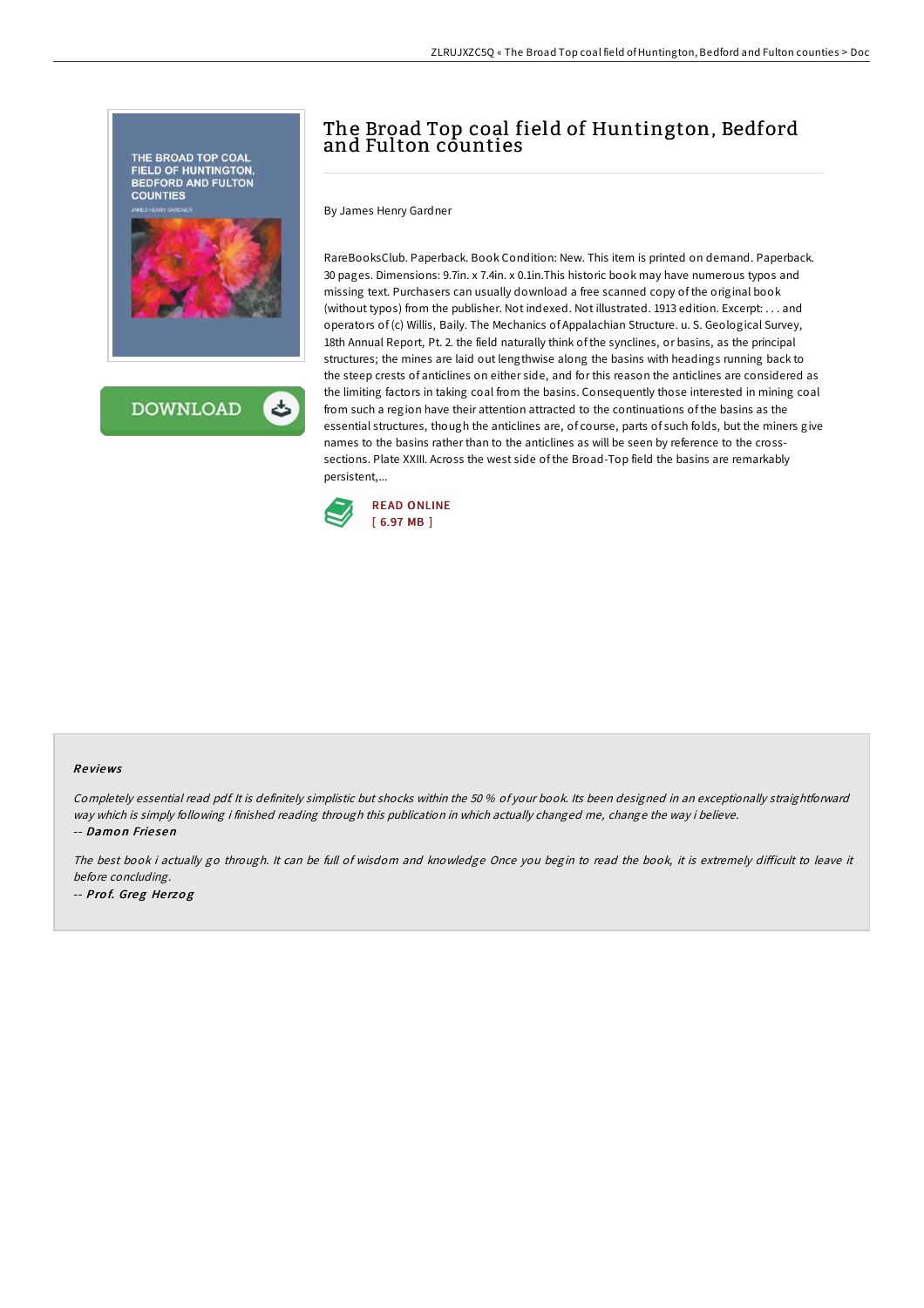# The Broad Top coal field of Huntington, Bedford and Fulton counties

By James Henry Gardner

RareBooksClub. Paperback. Book Condition: New. This item is printed on demand. Paperback. 30 pages. Dimensions: 9.7in. x 7.4in. x 0.1in.This historic book may have numerous typos and missing text. Purchasers can usually download a free scanned copy of the original book (without typos) from the publisher. Not indexed. Not illustrated. 1913 edition. Excerpt: . . . and operators of (c) Willis, Baily. The Mechanics of Appalachian Structure. u. S. Geological Survey, 18th Annual Report, Pt. 2. the field naturally think of the synclines, or basins, as the principal structures; the mines are laid out lengthwise along the basins with headings running back to the steep crests of anticlines on either side, and for this reason the anticlines are considered as the limiting factors in taking coal from the basins. Consequently those interested in mining coal from such a region have their attention attracted to the continuations of the basins as the essential structures, though the anticlines are, of course, parts of such folds, but the miners give names to the basins rather than to the anticlines as will be seen by reference to the cross-sections. Plate XXIII. Across the west side of the Broad-Top field the basins are remarkably persistent,...

READ ONLINE
[ 6.97 MB ]

### Reviews

*Completely essential read pdf. It is definitely simplistic but shocks within the 50 % of your book. Its been designed in an exceptionally straightforward way which is simply following i finished reading through this publication in which actually changed me, change the way i believe.*

*-- Damon Friesen*

*The best book i actually go through. It can be full of wisdom and knowledge Once you begin to read the book, it is extremely difficult to leave it before concluding.*

*-- Prof. Greg Herzog*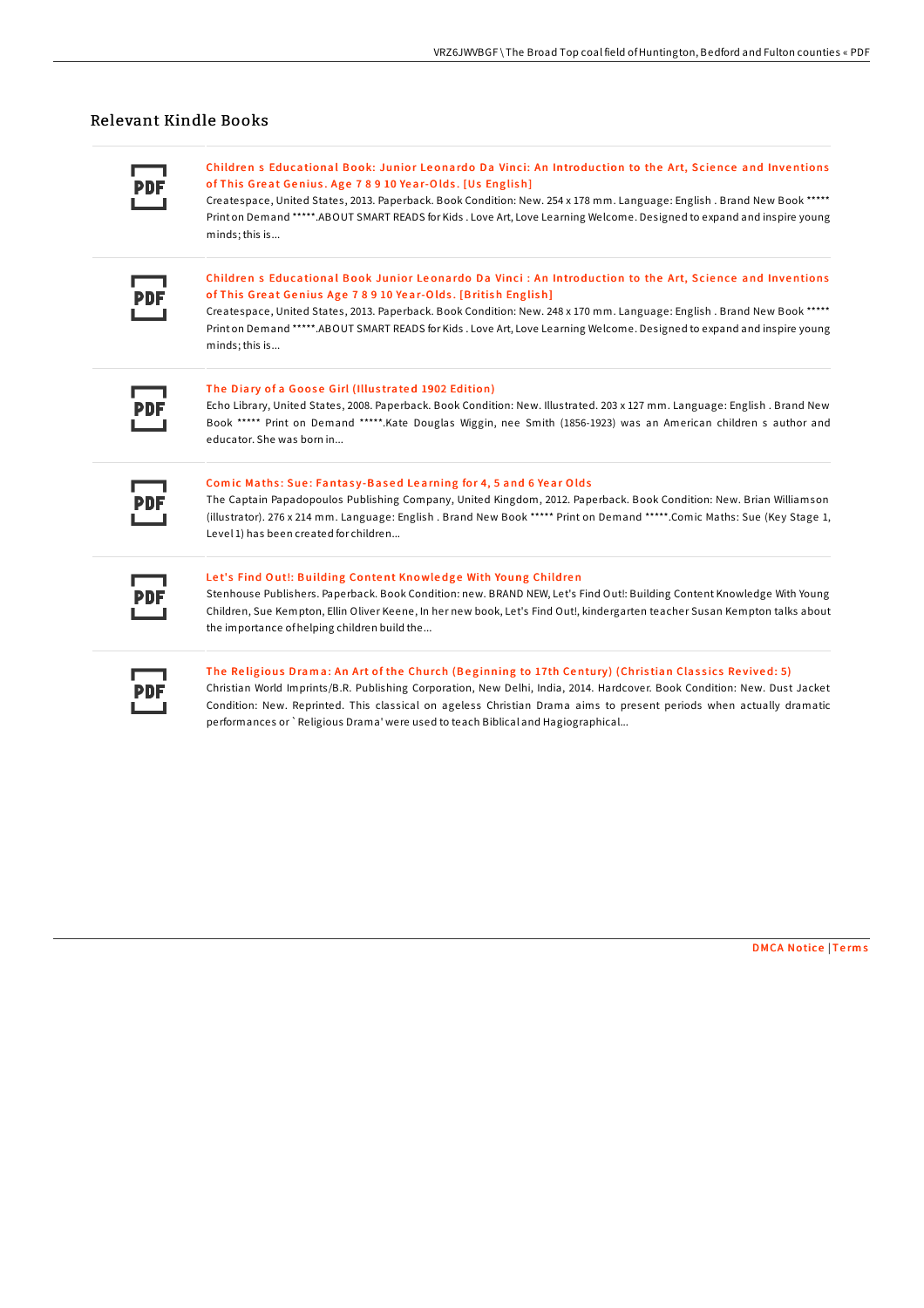## Relevant Kindle Books

**Children s Educational Book: Junior Leonardo Da Vinci: An Introduction to the Art, Science and Inventions of This Great Genius. Age 7 8 9 10 Year-Olds. [Us English]**

Createspace, United States, 2013. Paperback. Book Condition: New. 254 x 178 mm. Language: English . Brand New Book ***** Print on Demand *****.ABOUT SMART READS for Kids . Love Art, Love Learning Welcome. Designed to expand and inspire young minds; this is...

**Children s Educational Book Junior Leonardo Da Vinci : An Introduction to the Art, Science and Inventions of This Great Genius Age 7 8 9 10 Year-Olds. [British English]**

Createspace, United States, 2013. Paperback. Book Condition: New. 248 x 170 mm. Language: English . Brand New Book ***** Print on Demand *****.ABOUT SMART READS for Kids . Love Art, Love Learning Welcome. Designed to expand and inspire young minds; this is...

**The Diary of a Goose Girl (Illustrated 1902 Edition)**

Echo Library, United States, 2008. Paperback. Book Condition: New. Illustrated. 203 x 127 mm. Language: English . Brand New Book ***** Print on Demand *****.Kate Douglas Wiggin, nee Smith (1856-1923) was an American children s author and educator. She was born in...

**Comic Maths: Sue: Fantasy-Based Learning for 4, 5 and 6 Year Olds**

The Captain Papadopoulos Publishing Company, United Kingdom, 2012. Paperback. Book Condition: New. Brian Williamson (illustrator). 276 x 214 mm. Language: English . Brand New Book ***** Print on Demand *****.Comic Maths: Sue (Key Stage 1, Level 1) has been created for children...

**Let's Find Out!: Building Content Knowledge With Young Children**

Stenhouse Publishers. Paperback. Book Condition: new. BRAND NEW, Let's Find Out!: Building Content Knowledge With Young Children, Sue Kempton, Ellin Oliver Keene, In her new book, Let's Find Out!, kindergarten teacher Susan Kempton talks about the importance of helping children build the...

**The Religious Drama: An Art of the Church (Beginning to 17th Century) (Christian Classics Revived: 5)**

Christian World Imprints/B.R. Publishing Corporation, New Delhi, India, 2014. Hardcover. Book Condition: New. Dust Jacket Condition: New. Reprinted. This classical on ageless Christian Drama aims to present periods when actually dramatic performances or `Religious Drama' were used to teach Biblical and Hagiographical...

DMCA Notice | Terms